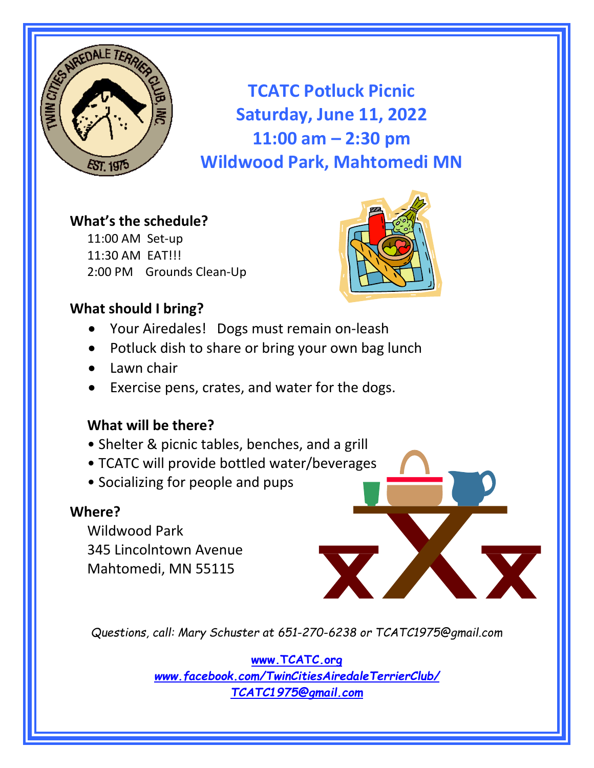# TCATC Potluck Picnic
# Saturday, June 11, 2022
# 11:00 am – 2:30 pm
# Wildwood Park, Mahtomedi MN

**What's the schedule?**

11:00 AM Set-up
11:30 AM EAT!!!
2:00 PM Grounds Clean-Up

**What should I bring?**

- Your Airedales! Dogs must remain on-leash
- Potluck dish to share or bring your own bag lunch
- Lawn chair
- Exercise pens, crates, and water for the dogs.

**What will be there?**

- Shelter & picnic tables, benches, and a grill
- TCATC will provide bottled water/beverages
- Socializing for people and pups

**Where?**

Wildwood Park
345 Lincolntown Avenue
Mahtomedi, MN 55115

*Questions, call: Mary Schuster at 651-270-6238 or TCATC1975@gmail.com*

[www.TCATC.org](www.TCATC.org)
[www.facebook.com/TwinCitiesAiredaleTerrierClub/](www.facebook.com/TwinCitiesAiredaleTerrierClub/)
[TCATC1975@gmail.com](mailto:TCATC1975@gmail.com)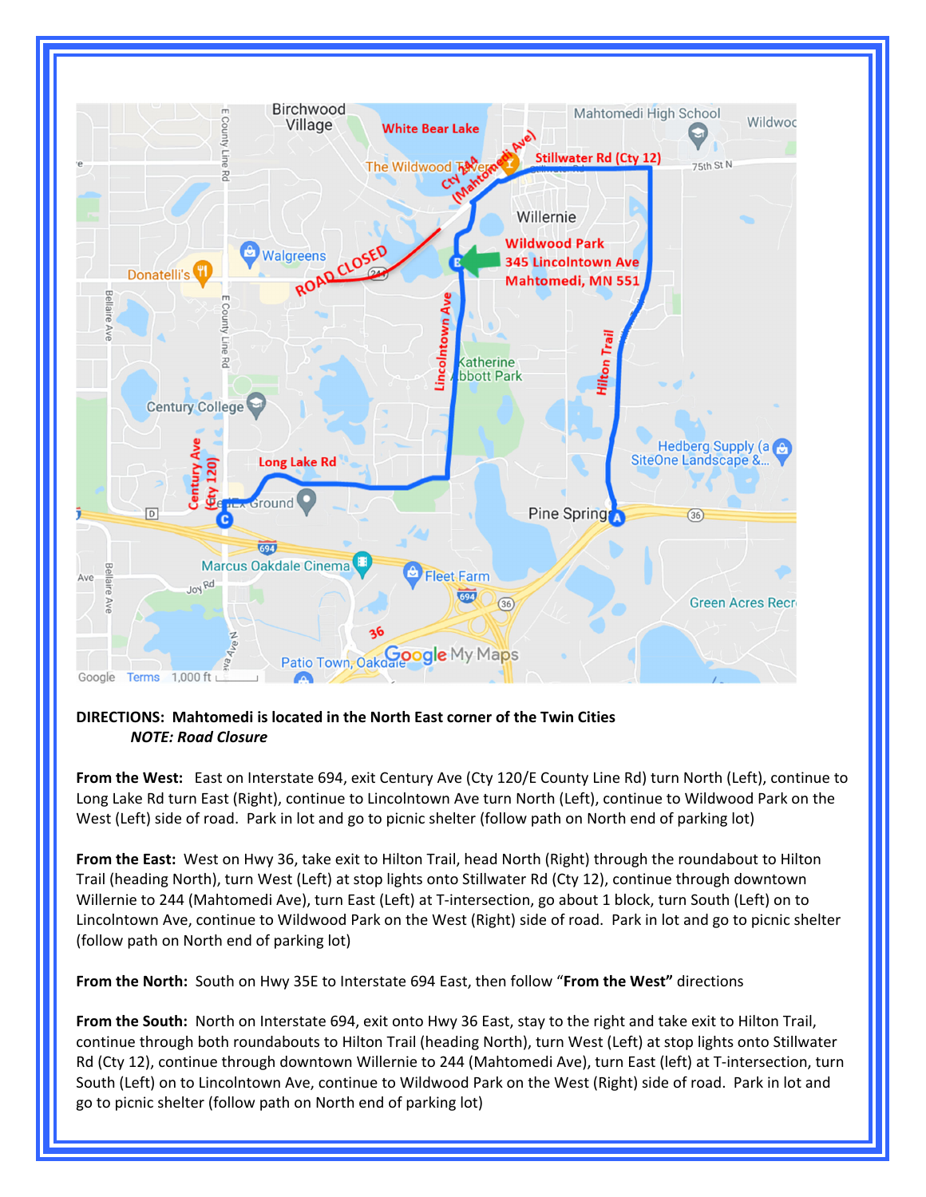**DIRECTIONS: Mahtomedi is located in the North East corner of the Twin Cities**

***NOTE: Road Closure***

**From the West:** East on Interstate 694, exit Century Ave (Cty 120/E County Line Rd) turn North (Left), continue to Long Lake Rd turn East (Right), continue to Lincolntown Ave turn North (Left), continue to Wildwood Park on the West (Left) side of road. Park in lot and go to picnic shelter (follow path on North end of parking lot)

**From the East:** West on Hwy 36, take exit to Hilton Trail, head North (Right) through the roundabout to Hilton Trail (heading North), turn West (Left) at stop lights onto Stillwater Rd (Cty 12), continue through downtown Willernie to 244 (Mahtomedi Ave), turn East (Left) at T-intersection, go about 1 block, turn South (Left) on to Lincolntown Ave, continue to Wildwood Park on the West (Right) side of road. Park in lot and go to picnic shelter (follow path on North end of parking lot)

**From the North:** South on Hwy 35E to Interstate 694 East, then follow "**From the West"** directions

**From the South:** North on Interstate 694, exit onto Hwy 36 East, stay to the right and take exit to Hilton Trail, continue through both roundabouts to Hilton Trail (heading North), turn West (Left) at stop lights onto Stillwater Rd (Cty 12), continue through downtown Willernie to 244 (Mahtomedi Ave), turn East (left) at T-intersection, turn South (Left) on to Lincolntown Ave, continue to Wildwood Park on the West (Right) side of road. Park in lot and go to picnic shelter (follow path on North end of parking lot)